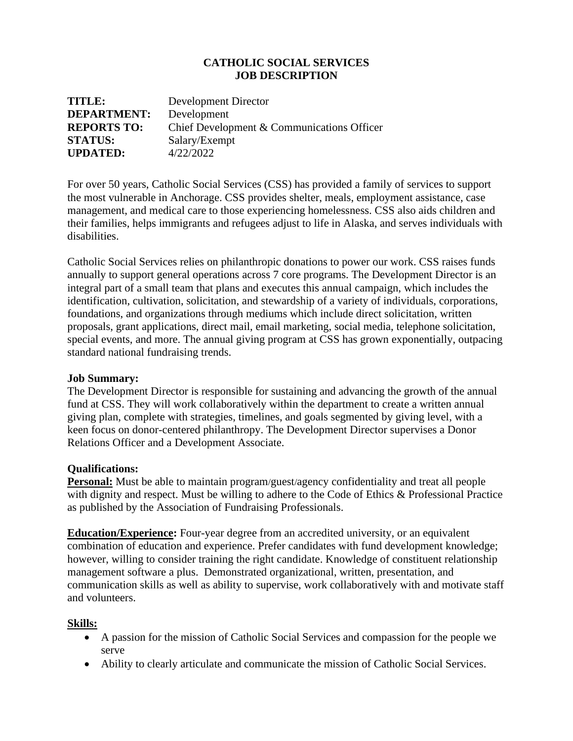# CATHOLIC SOCIAL SERVICES
# JOB DESCRIPTION

**TITLE:** Development Director
**DEPARTMENT:** Development
**REPORTS TO:** Chief Development & Communications Officer
**STATUS:** Salary/Exempt
**UPDATED:** 4/22/2022

For over 50 years, Catholic Social Services (CSS) has provided a family of services to support the most vulnerable in Anchorage. CSS provides shelter, meals, employment assistance, case management, and medical care to those experiencing homelessness. CSS also aids children and their families, helps immigrants and refugees adjust to life in Alaska, and serves individuals with disabilities.

Catholic Social Services relies on philanthropic donations to power our work. CSS raises funds annually to support general operations across 7 core programs. The Development Director is an integral part of a small team that plans and executes this annual campaign, which includes the identification, cultivation, solicitation, and stewardship of a variety of individuals, corporations, foundations, and organizations through mediums which include direct solicitation, written proposals, grant applications, direct mail, email marketing, social media, telephone solicitation, special events, and more. The annual giving program at CSS has grown exponentially, outpacing standard national fundraising trends.

**Job Summary:**
The Development Director is responsible for sustaining and advancing the growth of the annual fund at CSS. They will work collaboratively within the department to create a written annual giving plan, complete with strategies, timelines, and goals segmented by giving level, with a keen focus on donor-centered philanthropy. The Development Director supervises a Donor Relations Officer and a Development Associate.

**Qualifications:**
**Personal:** Must be able to maintain program/guest/agency confidentiality and treat all people with dignity and respect. Must be willing to adhere to the Code of Ethics & Professional Practice as published by the Association of Fundraising Professionals.

**Education/Experience:** Four-year degree from an accredited university, or an equivalent combination of education and experience. Prefer candidates with fund development knowledge; however, willing to consider training the right candidate. Knowledge of constituent relationship management software a plus. Demonstrated organizational, written, presentation, and communication skills as well as ability to supervise, work collaboratively with and motivate staff and volunteers.

**Skills:**

- A passion for the mission of Catholic Social Services and compassion for the people we serve
- Ability to clearly articulate and communicate the mission of Catholic Social Services.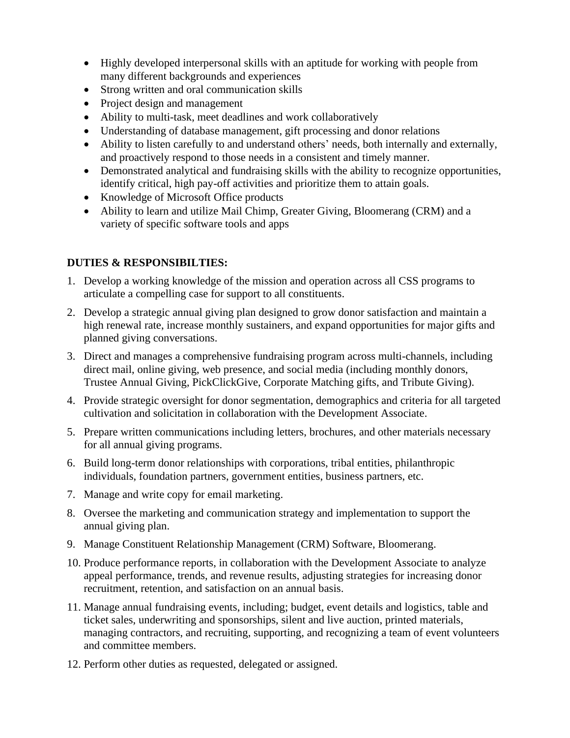- Highly developed interpersonal skills with an aptitude for working with people from many different backgrounds and experiences
- Strong written and oral communication skills
- Project design and management
- Ability to multi-task, meet deadlines and work collaboratively
- Understanding of database management, gift processing and donor relations
- Ability to listen carefully to and understand others' needs, both internally and externally, and proactively respond to those needs in a consistent and timely manner.
- Demonstrated analytical and fundraising skills with the ability to recognize opportunities, identify critical, high pay-off activities and prioritize them to attain goals.
- Knowledge of Microsoft Office products
- Ability to learn and utilize Mail Chimp, Greater Giving, Bloomerang (CRM) and a variety of specific software tools and apps

**DUTIES & RESPONSIBILTIES:**

1. Develop a working knowledge of the mission and operation across all CSS programs to articulate a compelling case for support to all constituents.
2. Develop a strategic annual giving plan designed to grow donor satisfaction and maintain a high renewal rate, increase monthly sustainers, and expand opportunities for major gifts and planned giving conversations.
3. Direct and manages a comprehensive fundraising program across multi-channels, including direct mail, online giving, web presence, and social media (including monthly donors, Trustee Annual Giving, PickClickGive, Corporate Matching gifts, and Tribute Giving).
4. Provide strategic oversight for donor segmentation, demographics and criteria for all targeted cultivation and solicitation in collaboration with the Development Associate.
5. Prepare written communications including letters, brochures, and other materials necessary for all annual giving programs.
6. Build long-term donor relationships with corporations, tribal entities, philanthropic individuals, foundation partners, government entities, business partners, etc.
7. Manage and write copy for email marketing.
8. Oversee the marketing and communication strategy and implementation to support the annual giving plan.
9. Manage Constituent Relationship Management (CRM) Software, Bloomerang.
10. Produce performance reports, in collaboration with the Development Associate to analyze appeal performance, trends, and revenue results, adjusting strategies for increasing donor recruitment, retention, and satisfaction on an annual basis.
11. Manage annual fundraising events, including; budget, event details and logistics, table and ticket sales, underwriting and sponsorships, silent and live auction, printed materials, managing contractors, and recruiting, supporting, and recognizing a team of event volunteers and committee members.
12. Perform other duties as requested, delegated or assigned.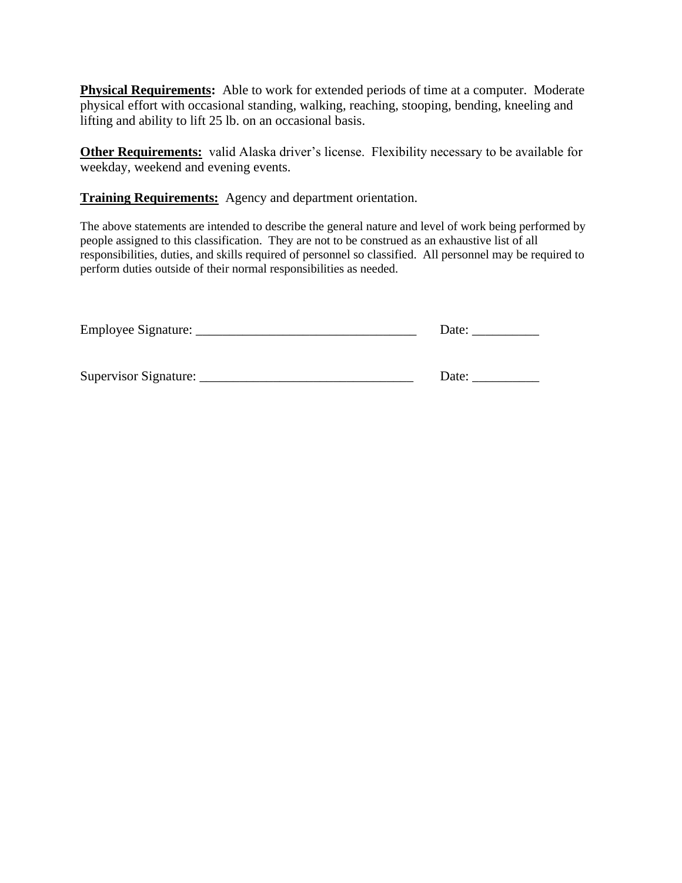**Physical Requirements:** Able to work for extended periods of time at a computer. Moderate physical effort with occasional standing, walking, reaching, stooping, bending, kneeling and lifting and ability to lift 25 lb. on an occasional basis.

**Other Requirements:** valid Alaska driver's license. Flexibility necessary to be available for weekday, weekend and evening events.

**Training Requirements:** Agency and department orientation.

The above statements are intended to describe the general nature and level of work being performed by people assigned to this classification. They are not to be construed as an exhaustive list of all responsibilities, duties, and skills required of personnel so classified. All personnel may be required to perform duties outside of their normal responsibilities as needed.

Employee Signature: _________________________________ Date: __________

Supervisor Signature: ________________________________ Date: __________